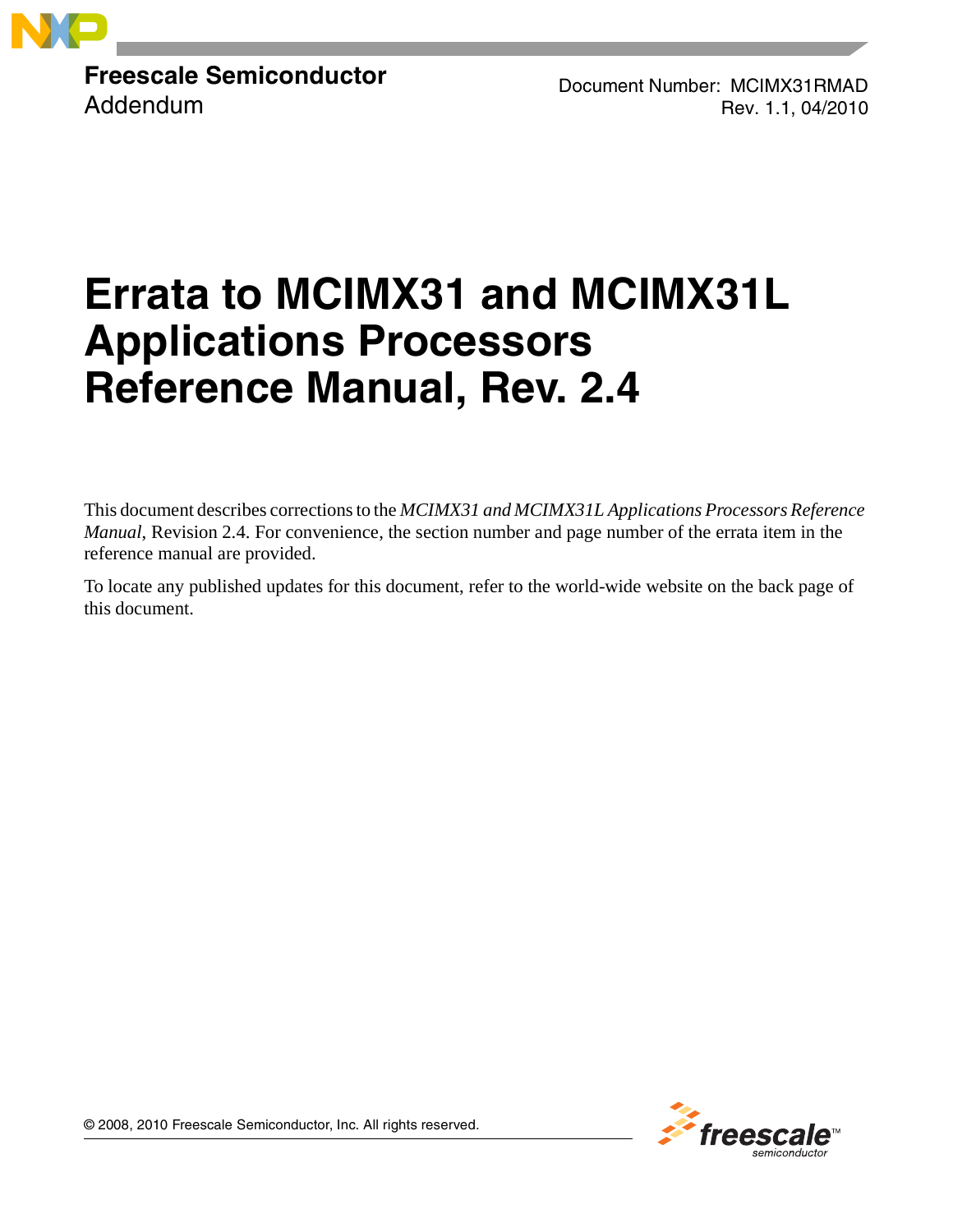**Freescale Semiconductor**
Addendum

Document Number: MCIMX31RMAD
Rev. 1.1, 04/2010

# Errata to MCIMX31 and MCIMX31L Applications Processors Reference Manual, Rev. 2.4

This document describes corrections to the *MCIMX31 and MCIMX31L Applications Processors Reference Manual*, Revision 2.4. For convenience, the section number and page number of the errata item in the reference manual are provided.

To locate any published updates for this document, refer to the world-wide website on the back page of this document.

© 2008, 2010 Freescale Semiconductor, Inc. All rights reserved.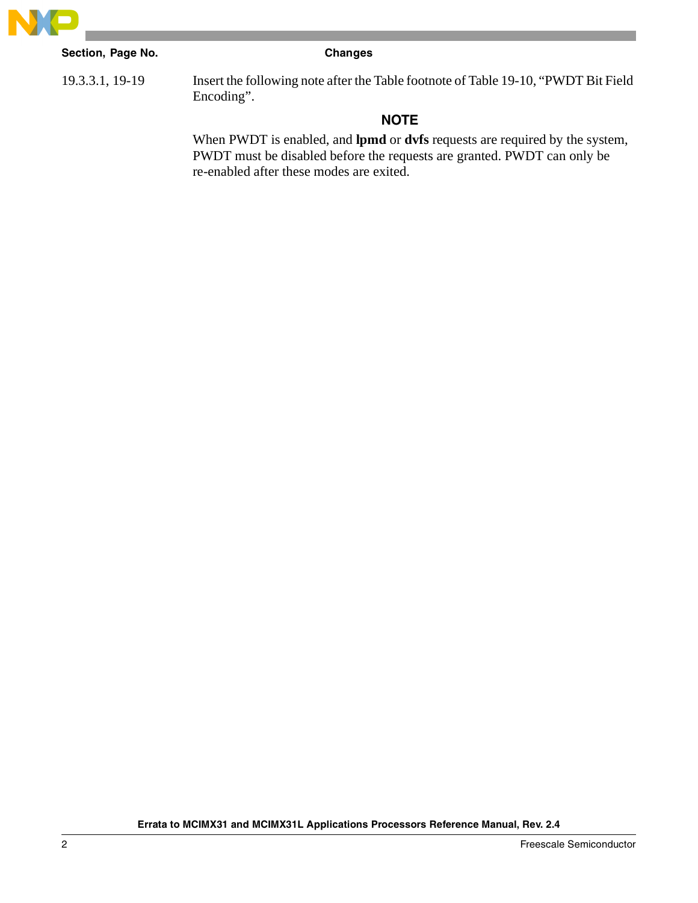| Section, Page No. | Changes |
|---|---|
| 19.3.3.1, 19-19 | Insert the following note after the Table footnote of Table 19-10, "PWDT Bit Field Encoding". |

**NOTE**

When PWDT is enabled, and **lpmd** or **dvfs** requests are required by the system, PWDT must be disabled before the requests are granted. PWDT can only be re-enabled after these modes are exited.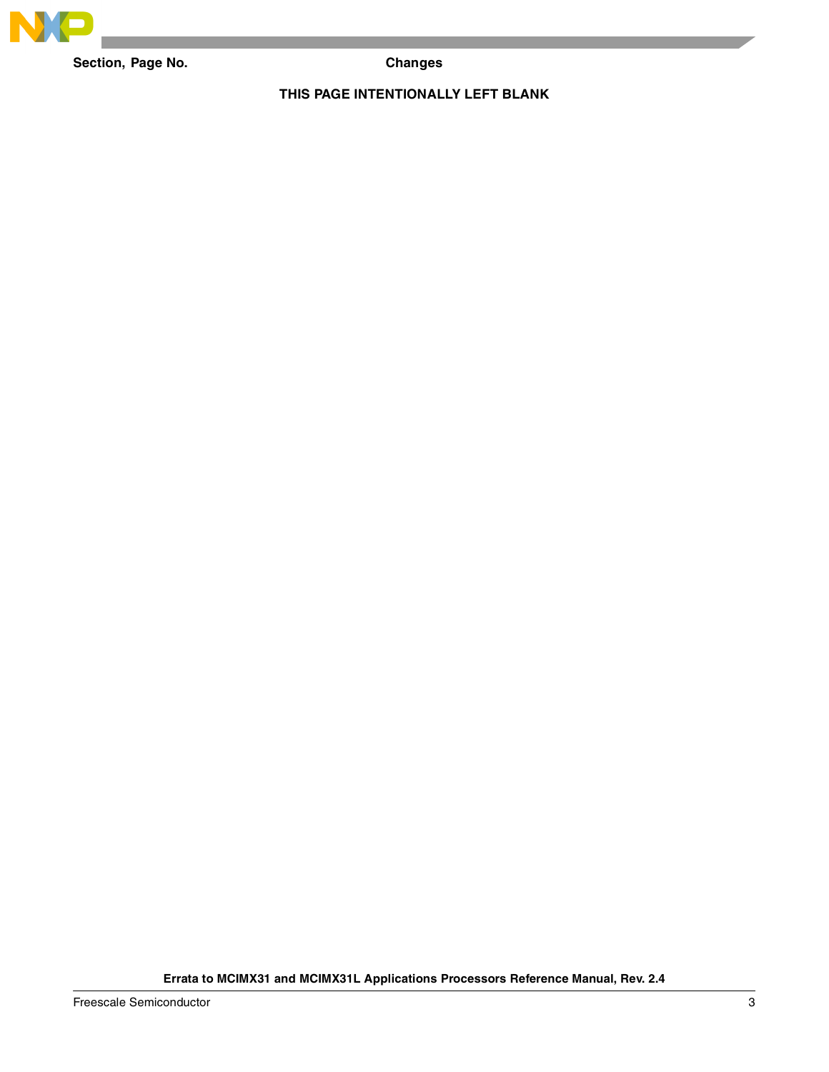| Section, Page No. | Changes |
|---|---|

THIS PAGE INTENTIONALLY LEFT BLANK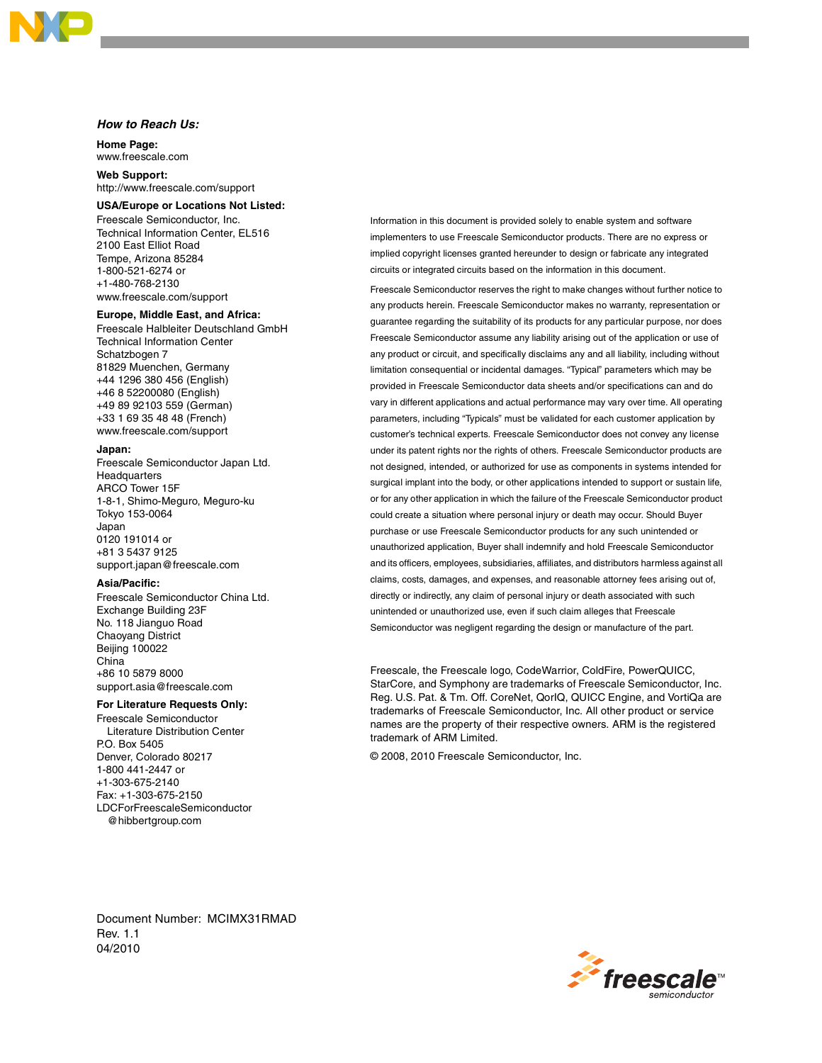*How to Reach Us:*

**Home Page:**
www.freescale.com

**Web Support:**
http://www.freescale.com/support

**USA/Europe or Locations Not Listed:**
Freescale Semiconductor, Inc.
Technical Information Center, EL516
2100 East Elliot Road
Tempe, Arizona 85284
1-800-521-6274 or
+1-480-768-2130
www.freescale.com/support

**Europe, Middle East, and Africa:**
Freescale Halbleiter Deutschland GmbH
Technical Information Center
Schatzbogen 7
81829 Muenchen, Germany
+44 1296 380 456 (English)
+46 8 52200080 (English)
+49 89 92103 559 (German)
+33 1 69 35 48 48 (French)
www.freescale.com/support

**Japan:**
Freescale Semiconductor Japan Ltd.
Headquarters
ARCO Tower 15F
1-8-1, Shimo-Meguro, Meguro-ku
Tokyo 153-0064
Japan
0120 191014 or
+81 3 5437 9125
support.japan@freescale.com

**Asia/Pacific:**
Freescale Semiconductor China Ltd.
Exchange Building 23F
No. 118 Jianguo Road
Chaoyang District
Beijing 100022
China
+86 10 5879 8000
support.asia@freescale.com

**For Literature Requests Only:**
Freescale Semiconductor
Literature Distribution Center
P.O. Box 5405
Denver, Colorado 80217
1-800 441-2447 or
+1-303-675-2140
Fax: +1-303-675-2150
LDCForFreescaleSemiconductor
@hibbertgroup.com

Information in this document is provided solely to enable system and software implementers to use Freescale Semiconductor products. There are no express or implied copyright licenses granted hereunder to design or fabricate any integrated circuits or integrated circuits based on the information in this document.

Freescale Semiconductor reserves the right to make changes without further notice to any products herein. Freescale Semiconductor makes no warranty, representation or guarantee regarding the suitability of its products for any particular purpose, nor does Freescale Semiconductor assume any liability arising out of the application or use of any product or circuit, and specifically disclaims any and all liability, including without limitation consequential or incidental damages. "Typical" parameters which may be provided in Freescale Semiconductor data sheets and/or specifications can and do vary in different applications and actual performance may vary over time. All operating parameters, including "Typicals" must be validated for each customer application by customer's technical experts. Freescale Semiconductor does not convey any license under its patent rights nor the rights of others. Freescale Semiconductor products are not designed, intended, or authorized for use as components in systems intended for surgical implant into the body, or other applications intended to support or sustain life, or for any other application in which the failure of the Freescale Semiconductor product could create a situation where personal injury or death may occur. Should Buyer purchase or use Freescale Semiconductor products for any such unintended or unauthorized application, Buyer shall indemnify and hold Freescale Semiconductor and its officers, employees, subsidiaries, affiliates, and distributors harmless against all claims, costs, damages, and expenses, and reasonable attorney fees arising out of, directly or indirectly, any claim of personal injury or death associated with such unintended or unauthorized use, even if such claim alleges that Freescale Semiconductor was negligent regarding the design or manufacture of the part.

Freescale, the Freescale logo, CodeWarrior, ColdFire, PowerQUICC, StarCore, and Symphony are trademarks of Freescale Semiconductor, Inc. Reg. U.S. Pat. & Tm. Off. CoreNet, QorIQ, QUICC Engine, and VortiQa are trademarks of Freescale Semiconductor, Inc. All other product or service names are the property of their respective owners. ARM is the registered trademark of ARM Limited.

© 2008, 2010 Freescale Semiconductor, Inc.

Document Number: MCIMX31RMAD
Rev. 1.1
04/2010